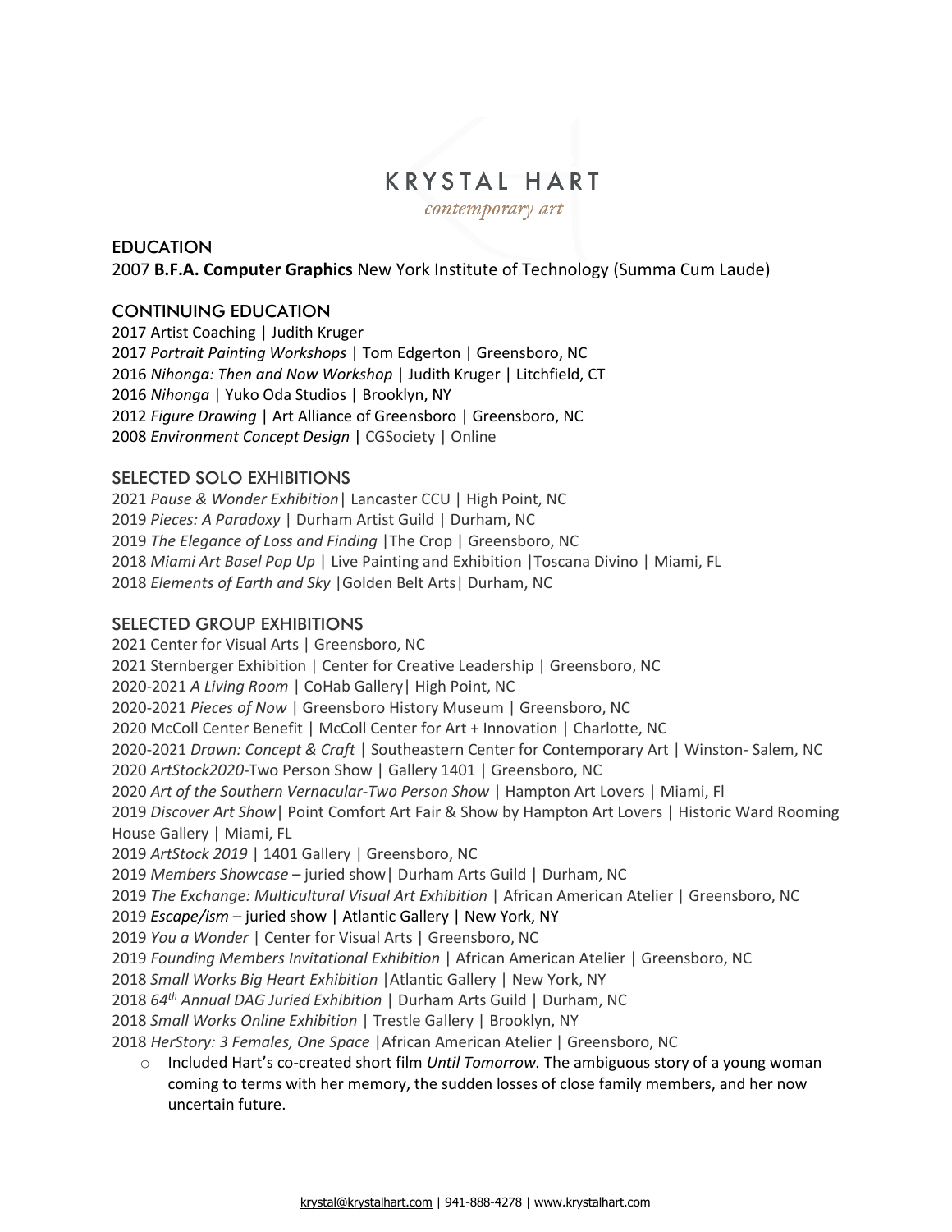# KRYSTAL HART

*contemporary art*

## EDUCATION

2007 **B.F.A. Computer Graphics** New York Institute of Technology (Summa Cum Laude)

## CONTINUING EDUCATION

2017 Artist Coaching | Judith Kruger
2017 *Portrait Painting Workshops* | Tom Edgerton | Greensboro, NC
2016 *Nihonga: Then and Now Workshop* | Judith Kruger | Litchfield, CT
2016 *Nihonga* | Yuko Oda Studios | Brooklyn, NY
2012 *Figure Drawing* | Art Alliance of Greensboro | Greensboro, NC
2008 *Environment Concept Design* | CGSociety | Online

## SELECTED SOLO EXHIBITIONS

2021 *Pause & Wonder Exhibition*| Lancaster CCU | High Point, NC
2019 *Pieces: A Paradoxy* | Durham Artist Guild | Durham, NC
2019 *The Elegance of Loss and Finding* |The Crop | Greensboro, NC
2018 *Miami Art Basel Pop Up* | Live Painting and Exhibition |Toscana Divino | Miami, FL
2018 *Elements of Earth and Sky* |Golden Belt Arts| Durham, NC

## SELECTED GROUP EXHIBITIONS

2021 Center for Visual Arts | Greensboro, NC
2021 Sternberger Exhibition | Center for Creative Leadership | Greensboro, NC
2020-2021 *A Living Room* | CoHab Gallery| High Point, NC
2020-2021 *Pieces of Now* | Greensboro History Museum | Greensboro, NC
2020 McColl Center Benefit | McColl Center for Art + Innovation | Charlotte, NC
2020-2021 *Drawn: Concept & Craft* | Southeastern Center for Contemporary Art | Winston- Salem, NC
2020 *ArtStock2020*-Two Person Show | Gallery 1401 | Greensboro, NC
2020 *Art of the Southern Vernacular-Two Person Show* | Hampton Art Lovers | Miami, Fl
2019 *Discover Art Show*| Point Comfort Art Fair & Show by Hampton Art Lovers | Historic Ward Rooming House Gallery | Miami, FL
2019 *ArtStock 2019* | 1401 Gallery | Greensboro, NC
2019 *Members Showcase* – juried show| Durham Arts Guild | Durham, NC
2019 *The Exchange: Multicultural Visual Art Exhibition* | African American Atelier | Greensboro, NC
2019 *Escape/ism* – juried show | Atlantic Gallery | New York, NY
2019 *You a Wonder* | Center for Visual Arts | Greensboro, NC
2019 *Founding Members Invitational Exhibition* | African American Atelier | Greensboro, NC
2018 *Small Works Big Heart Exhibition* |Atlantic Gallery | New York, NY
2018 *64th Annual DAG Juried Exhibition* | Durham Arts Guild | Durham, NC
2018 *Small Works Online Exhibition* | Trestle Gallery | Brooklyn, NY
2018 *HerStory: 3 Females, One Space* |African American Atelier | Greensboro, NC

- Included Hart's co-created short film *Until Tomorrow.* The ambiguous story of a young woman coming to terms with her memory, the sudden losses of close family members, and her now uncertain future.

krystal@krystalhart.com | 941-888-4278 | www.krystalhart.com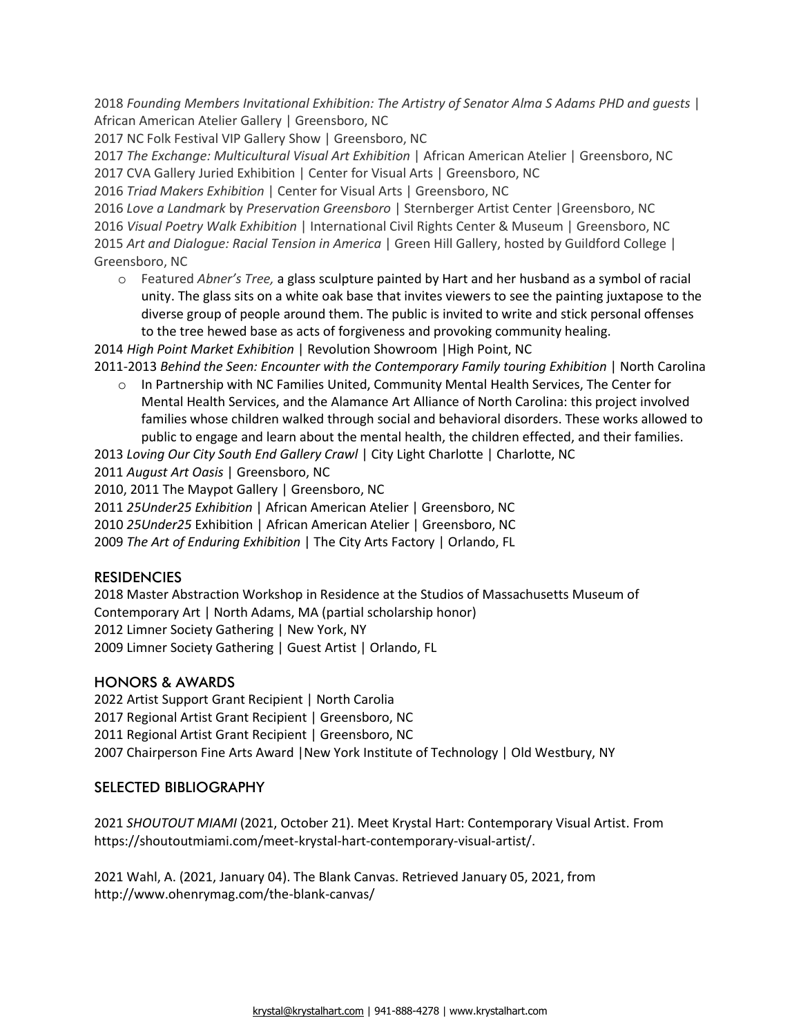2018 *Founding Members Invitational Exhibition: The Artistry of Senator Alma S Adams PHD and guests* | African American Atelier Gallery | Greensboro, NC
2017 NC Folk Festival VIP Gallery Show | Greensboro, NC
2017 *The Exchange: Multicultural Visual Art Exhibition* | African American Atelier | Greensboro, NC
2017 CVA Gallery Juried Exhibition | Center for Visual Arts | Greensboro, NC
2016 *Triad Makers Exhibition* | Center for Visual Arts | Greensboro, NC
2016 *Love a Landmark* by *Preservation Greensboro* | Sternberger Artist Center |Greensboro, NC
2016 *Visual Poetry Walk Exhibition* | International Civil Rights Center & Museum | Greensboro, NC
2015 *Art and Dialogue: Racial Tension in America* | Green Hill Gallery, hosted by Guildford College | Greensboro, NC

- Featured *Abner's Tree,* a glass sculpture painted by Hart and her husband as a symbol of racial unity. The glass sits on a white oak base that invites viewers to see the painting juxtapose to the diverse group of people around them. The public is invited to write and stick personal offenses to the tree hewed base as acts of forgiveness and provoking community healing.

2014 *High Point Market Exhibition* | Revolution Showroom |High Point, NC
2011-2013 *Behind the Seen: Encounter with the Contemporary Family touring Exhibition* | North Carolina

- In Partnership with NC Families United, Community Mental Health Services, The Center for Mental Health Services, and the Alamance Art Alliance of North Carolina: this project involved families whose children walked through social and behavioral disorders. These works allowed to public to engage and learn about the mental health, the children effected, and their families.

2013 *Loving Our City South End Gallery Crawl* | City Light Charlotte | Charlotte, NC
2011 *August Art Oasis* | Greensboro, NC
2010, 2011 The Maypot Gallery | Greensboro, NC
2011 *25Under25 Exhibition* | African American Atelier | Greensboro, NC
2010 *25Under25* Exhibition | African American Atelier | Greensboro, NC
2009 *The Art of Enduring Exhibition* | The City Arts Factory | Orlando, FL

## RESIDENCIES

2018 Master Abstraction Workshop in Residence at the Studios of Massachusetts Museum of Contemporary Art | North Adams, MA (partial scholarship honor)
2012 Limner Society Gathering | New York, NY
2009 Limner Society Gathering | Guest Artist | Orlando, FL

## HONORS & AWARDS

2022 Artist Support Grant Recipient | North Carolia
2017 Regional Artist Grant Recipient | Greensboro, NC
2011 Regional Artist Grant Recipient | Greensboro, NC
2007 Chairperson Fine Arts Award |New York Institute of Technology | Old Westbury, NY

## SELECTED BIBLIOGRAPHY

2021 *SHOUTOUT MIAMI* (2021, October 21). Meet Krystal Hart: Contemporary Visual Artist. From https://shoutoutmiami.com/meet-krystal-hart-contemporary-visual-artist/.

2021 Wahl, A. (2021, January 04). The Blank Canvas. Retrieved January 05, 2021, from http://www.ohenrymag.com/the-blank-canvas/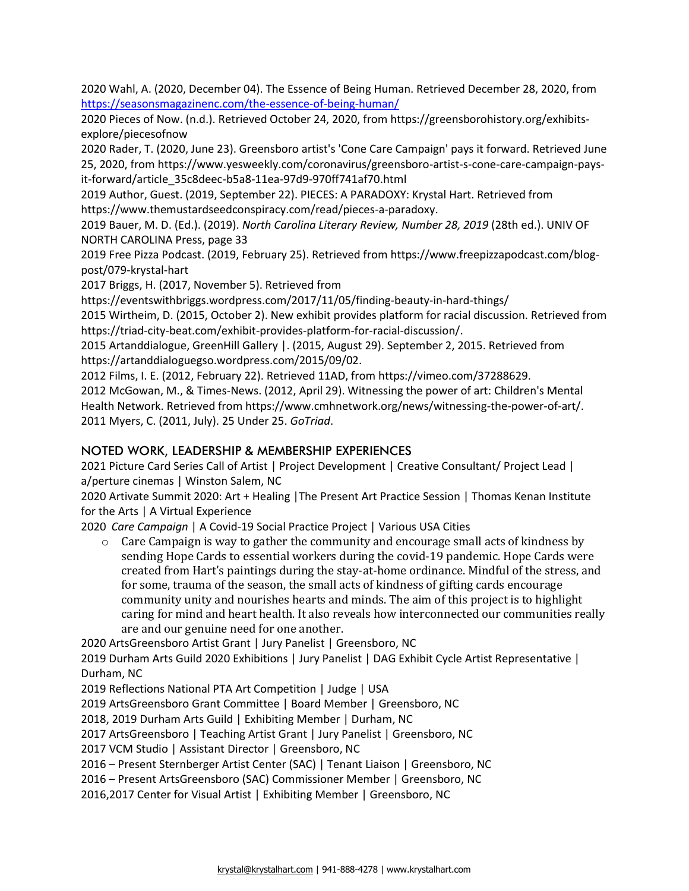2020 Wahl, A. (2020, December 04). The Essence of Being Human. Retrieved December 28, 2020, from https://seasonsmagazinenc.com/the-essence-of-being-human/

2020 Pieces of Now. (n.d.). Retrieved October 24, 2020, from https://greensborohistory.org/exhibits-explore/piecesofnow

2020 Rader, T. (2020, June 23). Greensboro artist's 'Cone Care Campaign' pays it forward. Retrieved June 25, 2020, from https://www.yesweekly.com/coronavirus/greensboro-artist-s-cone-care-campaign-pays-it-forward/article_35c8deec-b5a8-11ea-97d9-970ff741af70.html

2019 Author, Guest. (2019, September 22). PIECES: A PARADOXY: Krystal Hart. Retrieved from https://www.themustardseedconspiracy.com/read/pieces-a-paradoxy.

2019 Bauer, M. D. (Ed.). (2019). *North Carolina Literary Review, Number 28, 2019* (28th ed.). UNIV OF NORTH CAROLINA Press, page 33

2019 Free Pizza Podcast. (2019, February 25). Retrieved from https://www.freepizzapodcast.com/blog-post/079-krystal-hart

2017 Briggs, H. (2017, November 5). Retrieved from https://eventswithbriggs.wordpress.com/2017/11/05/finding-beauty-in-hard-things/

2015 Wirtheim, D. (2015, October 2). New exhibit provides platform for racial discussion. Retrieved from https://triad-city-beat.com/exhibit-provides-platform-for-racial-discussion/.

2015 Artanddialogue, GreenHill Gallery |. (2015, August 29). September 2, 2015. Retrieved from https://artanddialoguegso.wordpress.com/2015/09/02.

2012 Films, I. E. (2012, February 22). Retrieved 11AD, from https://vimeo.com/37288629.

2012 McGowan, M., & Times-News. (2012, April 29). Witnessing the power of art: Children's Mental Health Network. Retrieved from https://www.cmhnetwork.org/news/witnessing-the-power-of-art/.

2011 Myers, C. (2011, July). 25 Under 25. *GoTriad*.

## NOTED WORK, LEADERSHIP & MEMBERSHIP EXPERIENCES

2021 Picture Card Series Call of Artist | Project Development | Creative Consultant/ Project Lead | a/perture cinemas | Winston Salem, NC

2020 Artivate Summit 2020: Art + Healing |The Present Art Practice Session | Thomas Kenan Institute for the Arts | A Virtual Experience

2020 *Care Campaign* | A Covid-19 Social Practice Project | Various USA Cities

- Care Campaign is way to gather the community and encourage small acts of kindness by sending Hope Cards to essential workers during the covid-19 pandemic. Hope Cards were created from Hart's paintings during the stay-at-home ordinance. Mindful of the stress, and for some, trauma of the season, the small acts of kindness of gifting cards encourage community unity and nourishes hearts and minds. The aim of this project is to highlight caring for mind and heart health. It also reveals how interconnected our communities really are and our genuine need for one another.

2020 ArtsGreensboro Artist Grant | Jury Panelist | Greensboro, NC

2019 Durham Arts Guild 2020 Exhibitions | Jury Panelist | DAG Exhibit Cycle Artist Representative | Durham, NC

2019 Reflections National PTA Art Competition | Judge | USA

2019 ArtsGreensboro Grant Committee | Board Member | Greensboro, NC

2018, 2019 Durham Arts Guild | Exhibiting Member | Durham, NC

2017 ArtsGreensboro | Teaching Artist Grant | Jury Panelist | Greensboro, NC

2017 VCM Studio | Assistant Director | Greensboro, NC

2016 – Present Sternberger Artist Center (SAC) | Tenant Liaison | Greensboro, NC

2016 – Present ArtsGreensboro (SAC) Commissioner Member | Greensboro, NC

2016,2017 Center for Visual Artist | Exhibiting Member | Greensboro, NC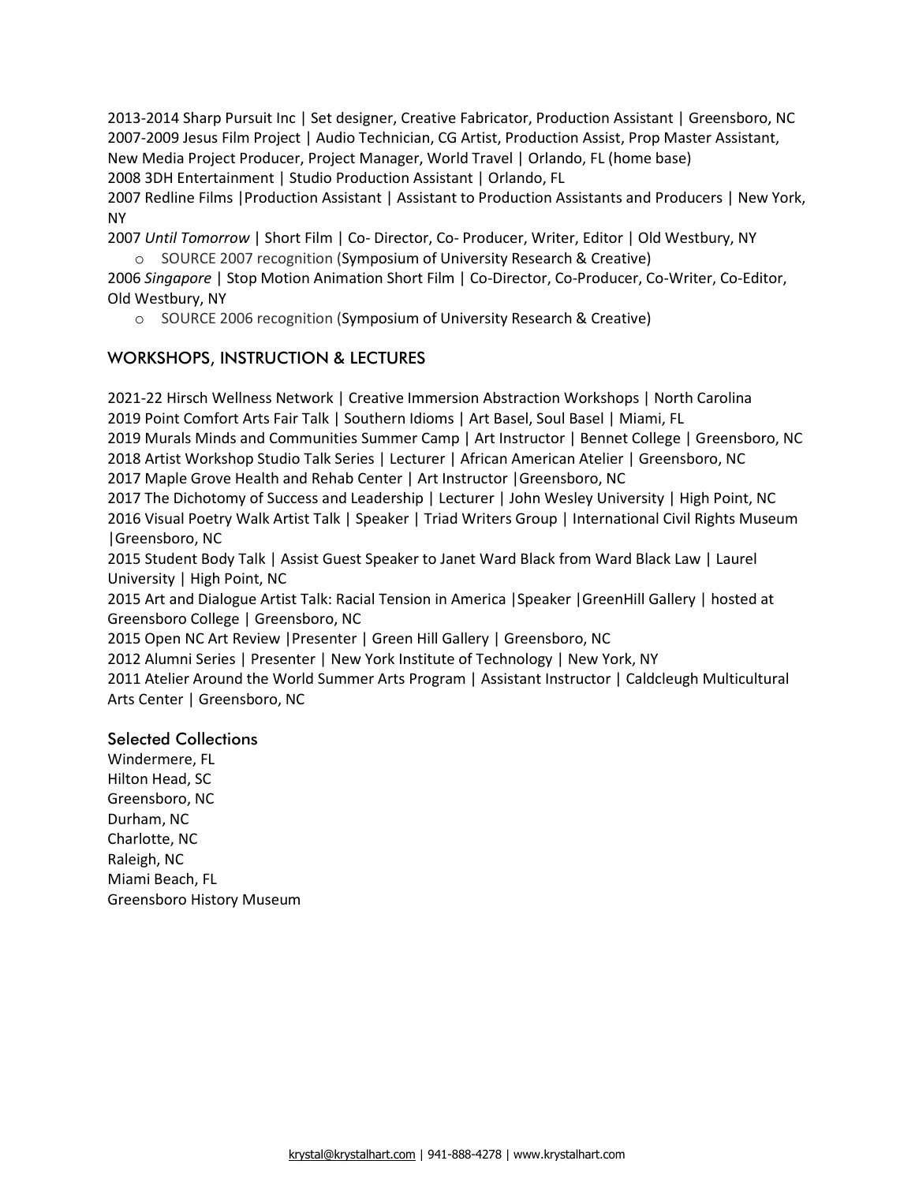2013-2014 Sharp Pursuit Inc | Set designer, Creative Fabricator, Production Assistant | Greensboro, NC
2007-2009 Jesus Film Project | Audio Technician, CG Artist, Production Assist, Prop Master Assistant, New Media Project Producer, Project Manager, World Travel | Orlando, FL (home base)
2008 3DH Entertainment | Studio Production Assistant | Orlando, FL
2007 Redline Films |Production Assistant | Assistant to Production Assistants and Producers | New York, NY
2007 *Until Tomorrow* | Short Film | Co- Director, Co- Producer, Writer, Editor | Old Westbury, NY

- SOURCE 2007 recognition (Symposium of University Research & Creative)

2006 *Singapore* | Stop Motion Animation Short Film | Co-Director, Co-Producer, Co-Writer, Co-Editor, Old Westbury, NY

- SOURCE 2006 recognition (Symposium of University Research & Creative)

## WORKSHOPS, INSTRUCTION & LECTURES

2021-22 Hirsch Wellness Network | Creative Immersion Abstraction Workshops | North Carolina
2019 Point Comfort Arts Fair Talk | Southern Idioms | Art Basel, Soul Basel | Miami, FL
2019 Murals Minds and Communities Summer Camp | Art Instructor | Bennet College | Greensboro, NC
2018 Artist Workshop Studio Talk Series | Lecturer | African American Atelier | Greensboro, NC
2017 Maple Grove Health and Rehab Center | Art Instructor |Greensboro, NC
2017 The Dichotomy of Success and Leadership | Lecturer | John Wesley University | High Point, NC
2016 Visual Poetry Walk Artist Talk | Speaker | Triad Writers Group | International Civil Rights Museum |Greensboro, NC
2015 Student Body Talk | Assist Guest Speaker to Janet Ward Black from Ward Black Law | Laurel University | High Point, NC
2015 Art and Dialogue Artist Talk: Racial Tension in America |Speaker |GreenHill Gallery | hosted at Greensboro College | Greensboro, NC
2015 Open NC Art Review |Presenter | Green Hill Gallery | Greensboro, NC
2012 Alumni Series | Presenter | New York Institute of Technology | New York, NY
2011 Atelier Around the World Summer Arts Program | Assistant Instructor | Caldcleugh Multicultural Arts Center | Greensboro, NC

### Selected Collections

Windermere, FL
Hilton Head, SC
Greensboro, NC
Durham, NC
Charlotte, NC
Raleigh, NC
Miami Beach, FL
Greensboro History Museum

krystal@krystalhart.com | 941-888-4278 | www.krystalhart.com